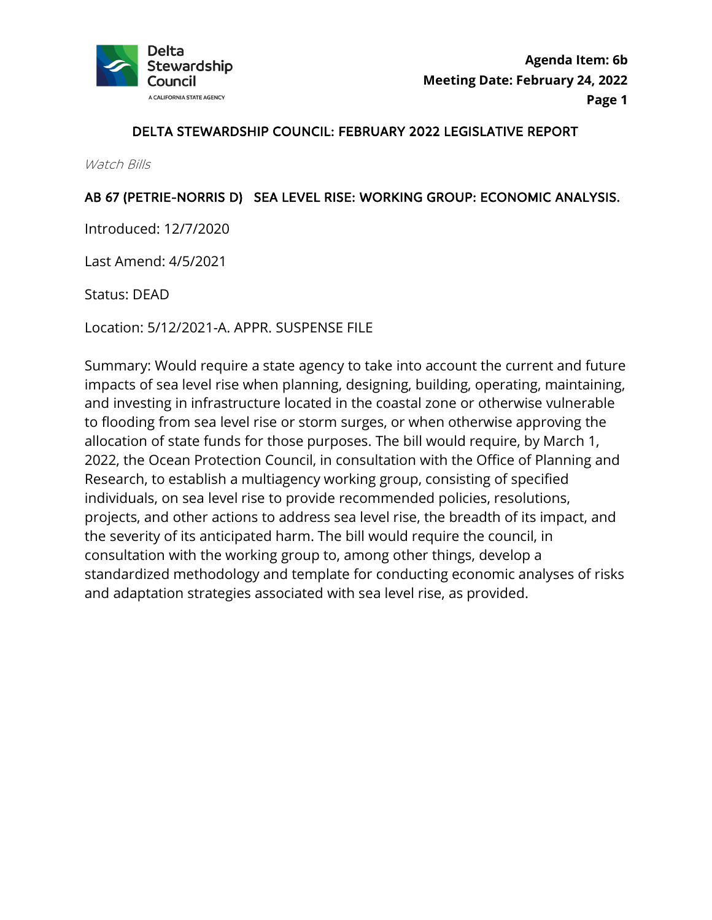**Agenda Item: 6b**
**Meeting Date: February 24, 2022**

# DELTA STEWARDSHIP COUNCIL: FEBRUARY 2022 LEGISLATIVE REPORT

*Watch Bills*

## AB 67 (PETRIE-NORRIS D) SEA LEVEL RISE: WORKING GROUP: ECONOMIC ANALYSIS.

Introduced: 12/7/2020

Last Amend: 4/5/2021

Status: DEAD

Location: 5/12/2021-A. APPR. SUSPENSE FILE

Summary: Would require a state agency to take into account the current and future impacts of sea level rise when planning, designing, building, operating, maintaining, and investing in infrastructure located in the coastal zone or otherwise vulnerable to flooding from sea level rise or storm surges, or when otherwise approving the allocation of state funds for those purposes. The bill would require, by March 1, 2022, the Ocean Protection Council, in consultation with the Office of Planning and Research, to establish a multiagency working group, consisting of specified individuals, on sea level rise to provide recommended policies, resolutions, projects, and other actions to address sea level rise, the breadth of its impact, and the severity of its anticipated harm. The bill would require the council, in consultation with the working group to, among other things, develop a standardized methodology and template for conducting economic analyses of risks and adaptation strategies associated with sea level rise, as provided.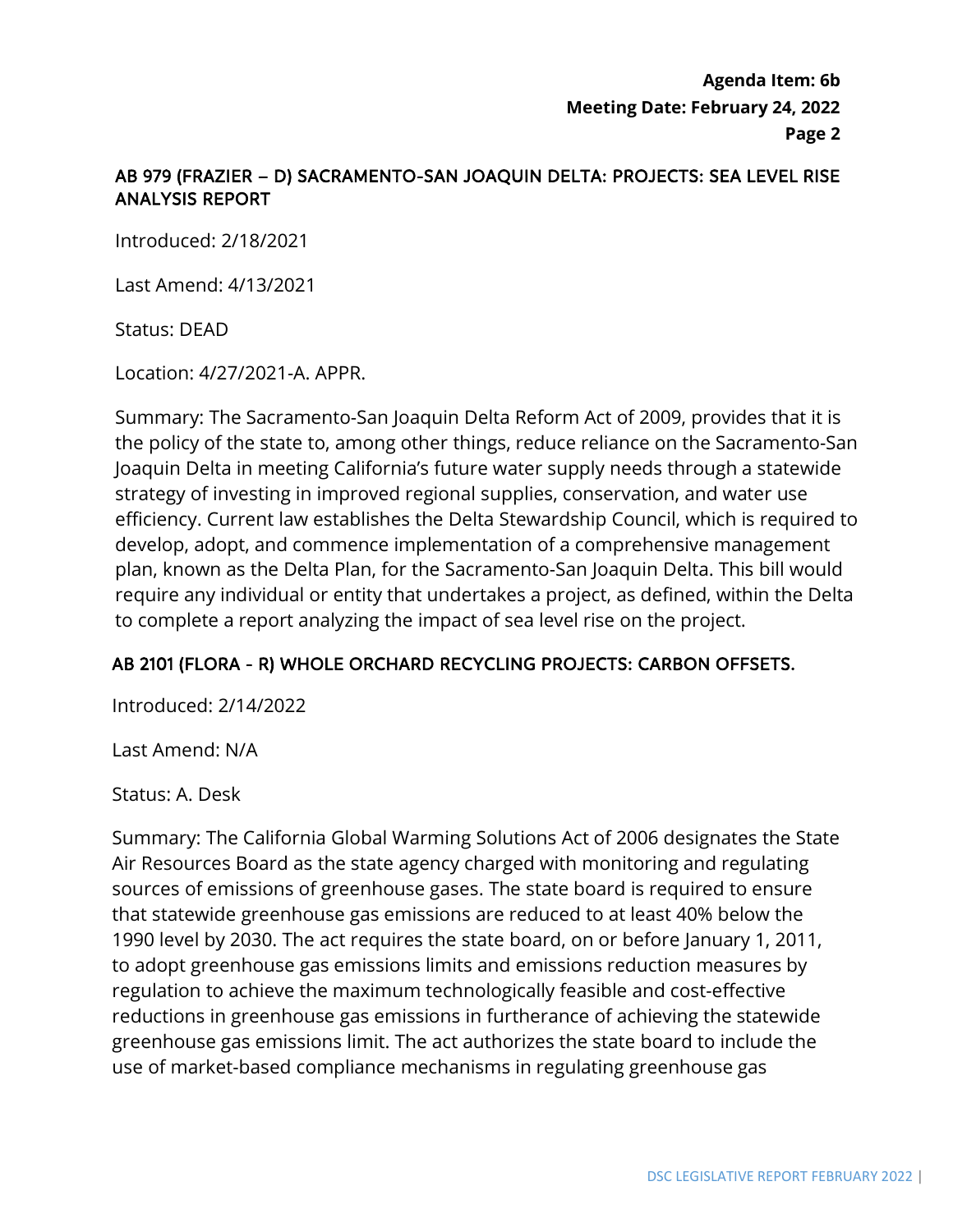## AB 979 (FRAZIER – D) SACRAMENTO-SAN JOAQUIN DELTA: PROJECTS: SEA LEVEL RISE ANALYSIS REPORT

Introduced: 2/18/2021

Last Amend: 4/13/2021

Status: DEAD

Location: 4/27/2021-A. APPR.

Summary: The Sacramento-San Joaquin Delta Reform Act of 2009, provides that it is the policy of the state to, among other things, reduce reliance on the Sacramento-San Joaquin Delta in meeting California's future water supply needs through a statewide strategy of investing in improved regional supplies, conservation, and water use efficiency. Current law establishes the Delta Stewardship Council, which is required to develop, adopt, and commence implementation of a comprehensive management plan, known as the Delta Plan, for the Sacramento-San Joaquin Delta. This bill would require any individual or entity that undertakes a project, as defined, within the Delta to complete a report analyzing the impact of sea level rise on the project.

## AB 2101 (FLORA - R) WHOLE ORCHARD RECYCLING PROJECTS: CARBON OFFSETS.

Introduced: 2/14/2022

Last Amend: N/A

Status: A. Desk

Summary: The California Global Warming Solutions Act of 2006 designates the State Air Resources Board as the state agency charged with monitoring and regulating sources of emissions of greenhouse gases. The state board is required to ensure that statewide greenhouse gas emissions are reduced to at least 40% below the 1990 level by 2030. The act requires the state board, on or before January 1, 2011, to adopt greenhouse gas emissions limits and emissions reduction measures by regulation to achieve the maximum technologically feasible and cost-effective reductions in greenhouse gas emissions in furtherance of achieving the statewide greenhouse gas emissions limit. The act authorizes the state board to include the use of market-based compliance mechanisms in regulating greenhouse gas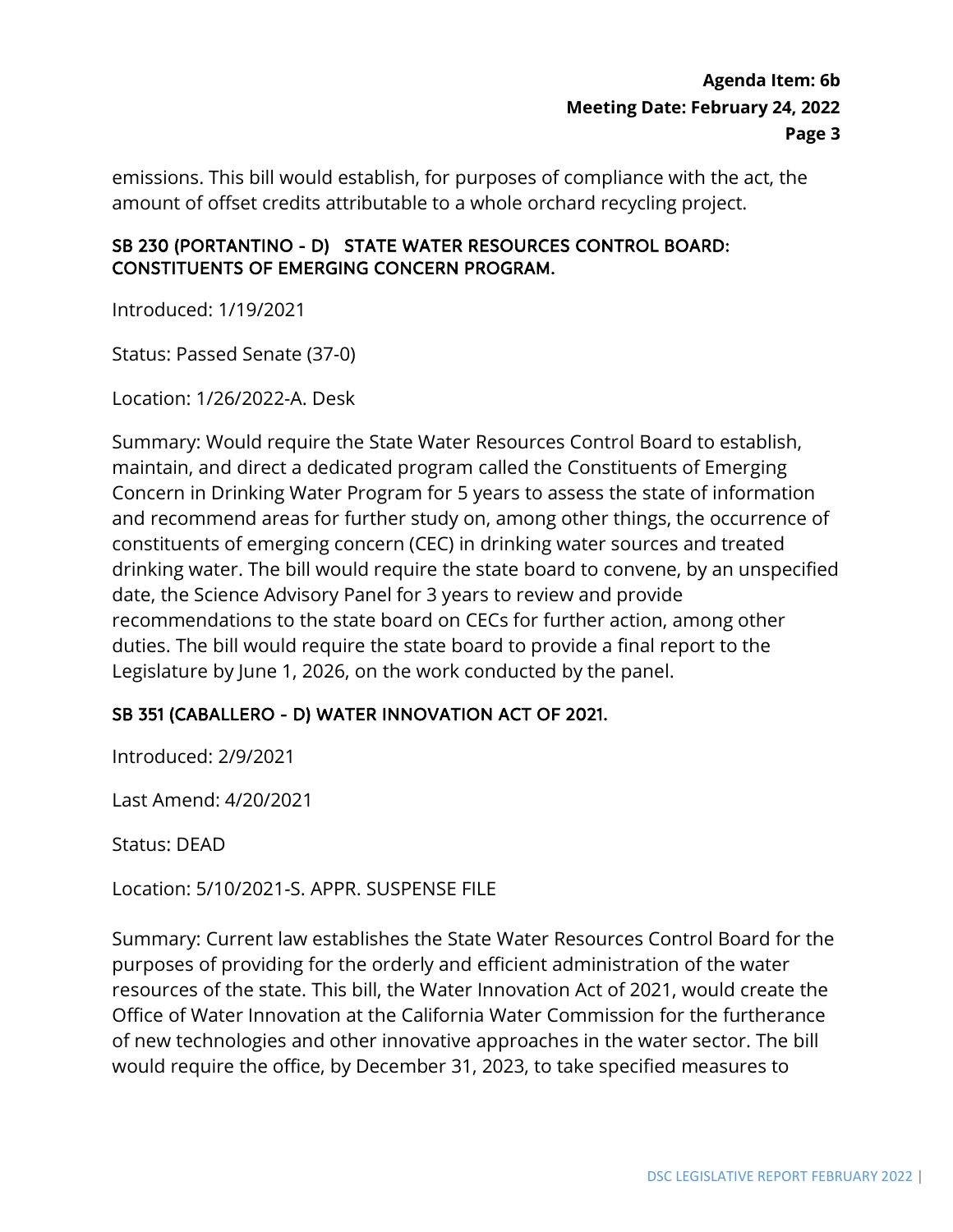emissions. This bill would establish, for purposes of compliance with the act, the amount of offset credits attributable to a whole orchard recycling project.

### SB 230 (PORTANTINO - D) STATE WATER RESOURCES CONTROL BOARD: CONSTITUENTS OF EMERGING CONCERN PROGRAM.

Introduced: 1/19/2021

Status: Passed Senate (37-0)

Location: 1/26/2022-A. Desk

Summary: Would require the State Water Resources Control Board to establish, maintain, and direct a dedicated program called the Constituents of Emerging Concern in Drinking Water Program for 5 years to assess the state of information and recommend areas for further study on, among other things, the occurrence of constituents of emerging concern (CEC) in drinking water sources and treated drinking water. The bill would require the state board to convene, by an unspecified date, the Science Advisory Panel for 3 years to review and provide recommendations to the state board on CECs for further action, among other duties. The bill would require the state board to provide a final report to the Legislature by June 1, 2026, on the work conducted by the panel.

### SB 351 (CABALLERO - D) WATER INNOVATION ACT OF 2021.

Introduced: 2/9/2021

Last Amend: 4/20/2021

Status: DEAD

Location: 5/10/2021-S. APPR. SUSPENSE FILE

Summary: Current law establishes the State Water Resources Control Board for the purposes of providing for the orderly and efficient administration of the water resources of the state. This bill, the Water Innovation Act of 2021, would create the Office of Water Innovation at the California Water Commission for the furtherance of new technologies and other innovative approaches in the water sector. The bill would require the office, by December 31, 2023, to take specified measures to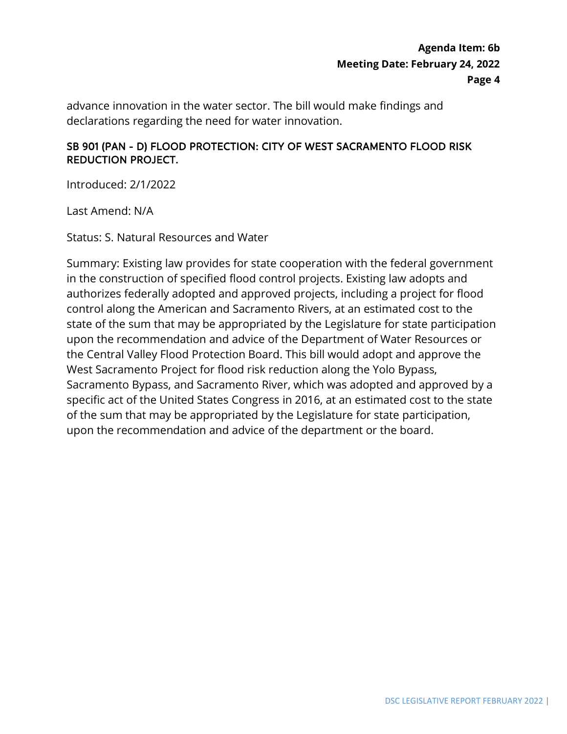advance innovation in the water sector. The bill would make findings and declarations regarding the need for water innovation.

### SB 901 (PAN - D) FLOOD PROTECTION: CITY OF WEST SACRAMENTO FLOOD RISK REDUCTION PROJECT.

Introduced: 2/1/2022

Last Amend: N/A

Status: S. Natural Resources and Water

Summary: Existing law provides for state cooperation with the federal government in the construction of specified flood control projects. Existing law adopts and authorizes federally adopted and approved projects, including a project for flood control along the American and Sacramento Rivers, at an estimated cost to the state of the sum that may be appropriated by the Legislature for state participation upon the recommendation and advice of the Department of Water Resources or the Central Valley Flood Protection Board. This bill would adopt and approve the West Sacramento Project for flood risk reduction along the Yolo Bypass, Sacramento Bypass, and Sacramento River, which was adopted and approved by a specific act of the United States Congress in 2016, at an estimated cost to the state of the sum that may be appropriated by the Legislature for state participation, upon the recommendation and advice of the department or the board.